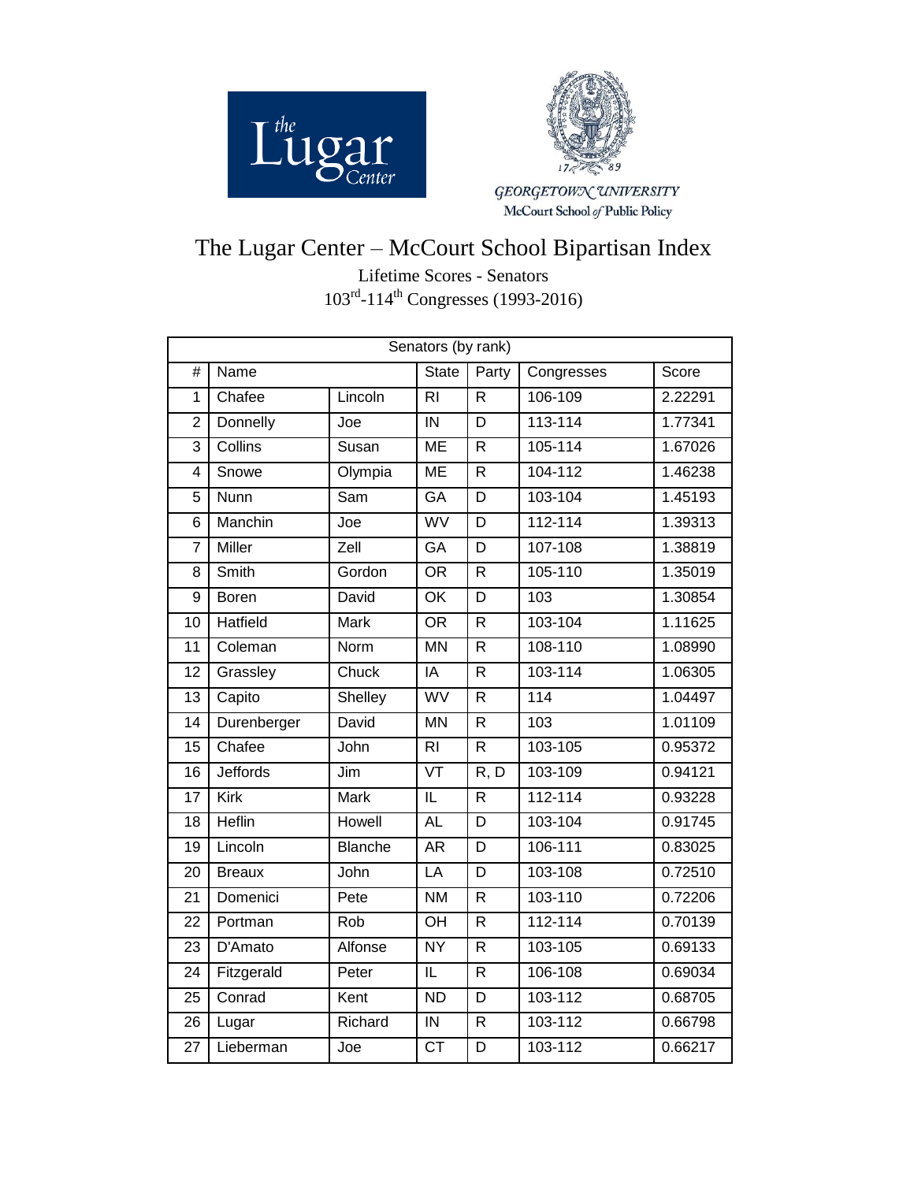# The Lugar Center – McCourt School Bipartisan Index

Lifetime Scores - Senators

$103^{rd}$-$114^{th}$ Congresses (1993-2016)

| Senators (by rank) | | | | | | |
|---|---|---|---|---|---|---|
| # | Name | | State | Party | Congresses | Score |
| 1 | Chafee | Lincoln | RI | R | 106-109 | 2.22291 |
| 2 | Donnelly | Joe | IN | D | 113-114 | 1.77341 |
| 3 | Collins | Susan | ME | R | 105-114 | 1.67026 |
| 4 | Snowe | Olympia | ME | R | 104-112 | 1.46238 |
| 5 | Nunn | Sam | GA | D | 103-104 | 1.45193 |
| 6 | Manchin | Joe | WV | D | 112-114 | 1.39313 |
| 7 | Miller | Zell | GA | D | 107-108 | 1.38819 |
| 8 | Smith | Gordon | OR | R | 105-110 | 1.35019 |
| 9 | Boren | David | OK | D | 103 | 1.30854 |
| 10 | Hatfield | Mark | OR | R | 103-104 | 1.11625 |
| 11 | Coleman | Norm | MN | R | 108-110 | 1.08990 |
| 12 | Grassley | Chuck | IA | R | 103-114 | 1.06305 |
| 13 | Capito | Shelley | WV | R | 114 | 1.04497 |
| 14 | Durenberger | David | MN | R | 103 | 1.01109 |
| 15 | Chafee | John | RI | R | 103-105 | 0.95372 |
| 16 | Jeffords | Jim | VT | R, D | 103-109 | 0.94121 |
| 17 | Kirk | Mark | IL | R | 112-114 | 0.93228 |
| 18 | Heflin | Howell | AL | D | 103-104 | 0.91745 |
| 19 | Lincoln | Blanche | AR | D | 106-111 | 0.83025 |
| 20 | Breaux | John | LA | D | 103-108 | 0.72510 |
| 21 | Domenici | Pete | NM | R | 103-110 | 0.72206 |
| 22 | Portman | Rob | OH | R | 112-114 | 0.70139 |
| 23 | D'Amato | Alfonse | NY | R | 103-105 | 0.69133 |
| 24 | Fitzgerald | Peter | IL | R | 106-108 | 0.69034 |
| 25 | Conrad | Kent | ND | D | 103-112 | 0.68705 |
| 26 | Lugar | Richard | IN | R | 103-112 | 0.66798 |
| 27 | Lieberman | Joe | CT | D | 103-112 | 0.66217 |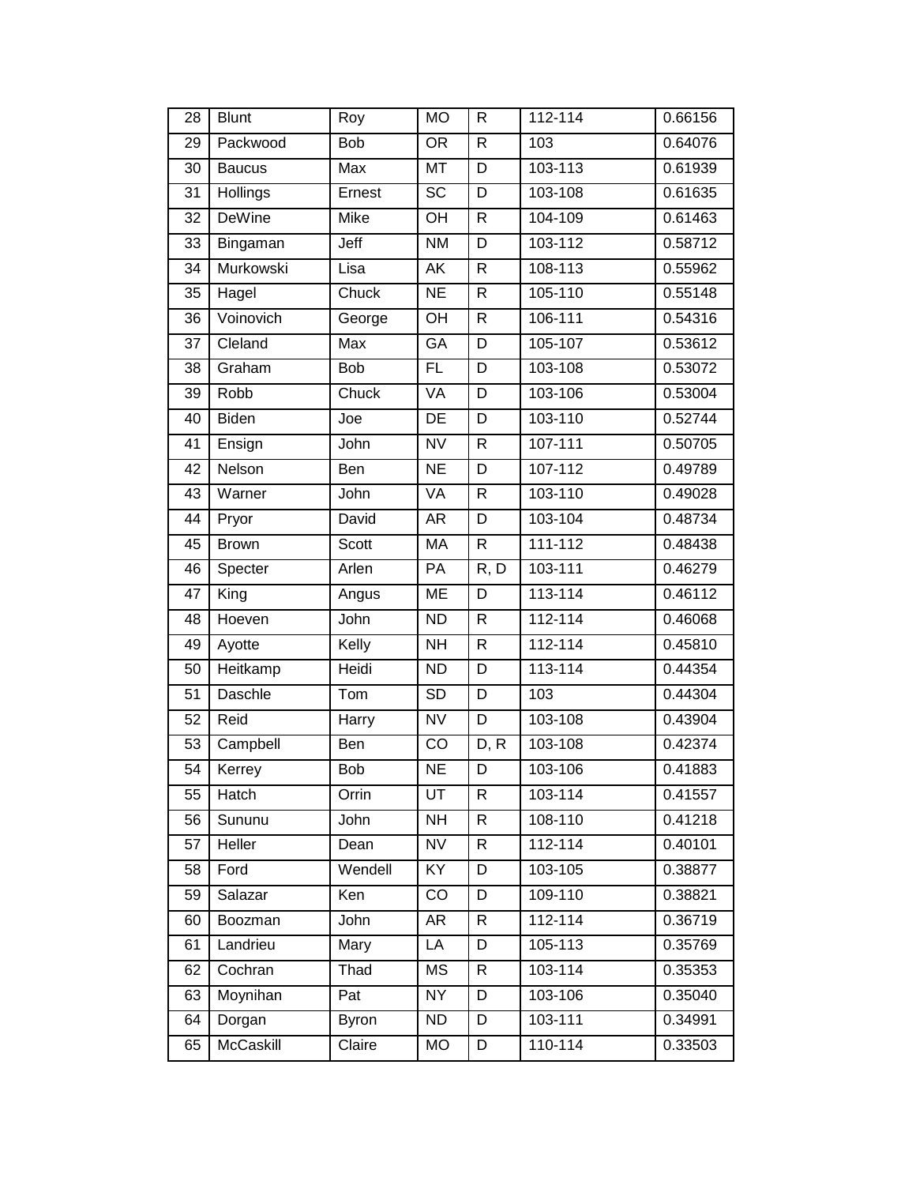| 28 | Blunt | Roy | MO | R | 112-114 | 0.66156 |
|---|---|---|---|---|---|---|
| 29 | Packwood | Bob | OR | R | 103 | 0.64076 |
| 30 | Baucus | Max | MT | D | 103-113 | 0.61939 |
| 31 | Hollings | Ernest | SC | D | 103-108 | 0.61635 |
| 32 | DeWine | Mike | OH | R | 104-109 | 0.61463 |
| 33 | Bingaman | Jeff | NM | D | 103-112 | 0.58712 |
| 34 | Murkowski | Lisa | AK | R | 108-113 | 0.55962 |
| 35 | Hagel | Chuck | NE | R | 105-110 | 0.55148 |
| 36 | Voinovich | George | OH | R | 106-111 | 0.54316 |
| 37 | Cleland | Max | GA | D | 105-107 | 0.53612 |
| 38 | Graham | Bob | FL | D | 103-108 | 0.53072 |
| 39 | Robb | Chuck | VA | D | 103-106 | 0.53004 |
| 40 | Biden | Joe | DE | D | 103-110 | 0.52744 |
| 41 | Ensign | John | NV | R | 107-111 | 0.50705 |
| 42 | Nelson | Ben | NE | D | 107-112 | 0.49789 |
| 43 | Warner | John | VA | R | 103-110 | 0.49028 |
| 44 | Pryor | David | AR | D | 103-104 | 0.48734 |
| 45 | Brown | Scott | MA | R | 111-112 | 0.48438 |
| 46 | Specter | Arlen | PA | R, D | 103-111 | 0.46279 |
| 47 | King | Angus | ME | D | 113-114 | 0.46112 |
| 48 | Hoeven | John | ND | R | 112-114 | 0.46068 |
| 49 | Ayotte | Kelly | NH | R | 112-114 | 0.45810 |
| 50 | Heitkamp | Heidi | ND | D | 113-114 | 0.44354 |
| 51 | Daschle | Tom | SD | D | 103 | 0.44304 |
| 52 | Reid | Harry | NV | D | 103-108 | 0.43904 |
| 53 | Campbell | Ben | CO | D, R | 103-108 | 0.42374 |
| 54 | Kerrey | Bob | NE | D | 103-106 | 0.41883 |
| 55 | Hatch | Orrin | UT | R | 103-114 | 0.41557 |
| 56 | Sununu | John | NH | R | 108-110 | 0.41218 |
| 57 | Heller | Dean | NV | R | 112-114 | 0.40101 |
| 58 | Ford | Wendell | KY | D | 103-105 | 0.38877 |
| 59 | Salazar | Ken | CO | D | 109-110 | 0.38821 |
| 60 | Boozman | John | AR | R | 112-114 | 0.36719 |
| 61 | Landrieu | Mary | LA | D | 105-113 | 0.35769 |
| 62 | Cochran | Thad | MS | R | 103-114 | 0.35353 |
| 63 | Moynihan | Pat | NY | D | 103-106 | 0.35040 |
| 64 | Dorgan | Byron | ND | D | 103-111 | 0.34991 |
| 65 | McCaskill | Claire | MO | D | 110-114 | 0.33503 |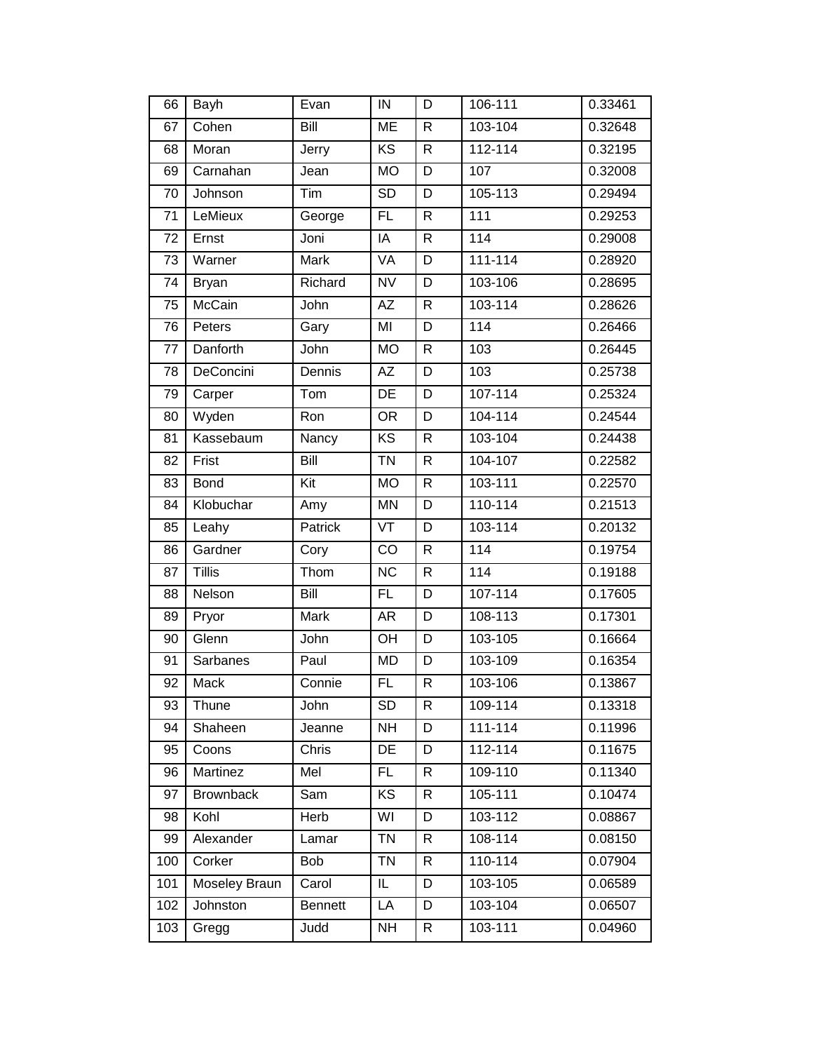| | | | | | | |
|---|---|---|---|---|---|---|
| 66 | Bayh | Evan | IN | D | 106-111 | 0.33461 |
| 67 | Cohen | Bill | ME | R | 103-104 | 0.32648 |
| 68 | Moran | Jerry | KS | R | 112-114 | 0.32195 |
| 69 | Carnahan | Jean | MO | D | 107 | 0.32008 |
| 70 | Johnson | Tim | SD | D | 105-113 | 0.29494 |
| 71 | LeMieux | George | FL | R | 111 | 0.29253 |
| 72 | Ernst | Joni | IA | R | 114 | 0.29008 |
| 73 | Warner | Mark | VA | D | 111-114 | 0.28920 |
| 74 | Bryan | Richard | NV | D | 103-106 | 0.28695 |
| 75 | McCain | John | AZ | R | 103-114 | 0.28626 |
| 76 | Peters | Gary | MI | D | 114 | 0.26466 |
| 77 | Danforth | John | MO | R | 103 | 0.26445 |
| 78 | DeConcini | Dennis | AZ | D | 103 | 0.25738 |
| 79 | Carper | Tom | DE | D | 107-114 | 0.25324 |
| 80 | Wyden | Ron | OR | D | 104-114 | 0.24544 |
| 81 | Kassebaum | Nancy | KS | R | 103-104 | 0.24438 |
| 82 | Frist | Bill | TN | R | 104-107 | 0.22582 |
| 83 | Bond | Kit | MO | R | 103-111 | 0.22570 |
| 84 | Klobuchar | Amy | MN | D | 110-114 | 0.21513 |
| 85 | Leahy | Patrick | VT | D | 103-114 | 0.20132 |
| 86 | Gardner | Cory | CO | R | 114 | 0.19754 |
| 87 | Tillis | Thom | NC | R | 114 | 0.19188 |
| 88 | Nelson | Bill | FL | D | 107-114 | 0.17605 |
| 89 | Pryor | Mark | AR | D | 108-113 | 0.17301 |
| 90 | Glenn | John | OH | D | 103-105 | 0.16664 |
| 91 | Sarbanes | Paul | MD | D | 103-109 | 0.16354 |
| 92 | Mack | Connie | FL | R | 103-106 | 0.13867 |
| 93 | Thune | John | SD | R | 109-114 | 0.13318 |
| 94 | Shaheen | Jeanne | NH | D | 111-114 | 0.11996 |
| 95 | Coons | Chris | DE | D | 112-114 | 0.11675 |
| 96 | Martinez | Mel | FL | R | 109-110 | 0.11340 |
| 97 | Brownback | Sam | KS | R | 105-111 | 0.10474 |
| 98 | Kohl | Herb | WI | D | 103-112 | 0.08867 |
| 99 | Alexander | Lamar | TN | R | 108-114 | 0.08150 |
| 100 | Corker | Bob | TN | R | 110-114 | 0.07904 |
| 101 | Moseley Braun | Carol | IL | D | 103-105 | 0.06589 |
| 102 | Johnston | Bennett | LA | D | 103-104 | 0.06507 |
| 103 | Gregg | Judd | NH | R | 103-111 | 0.04960 |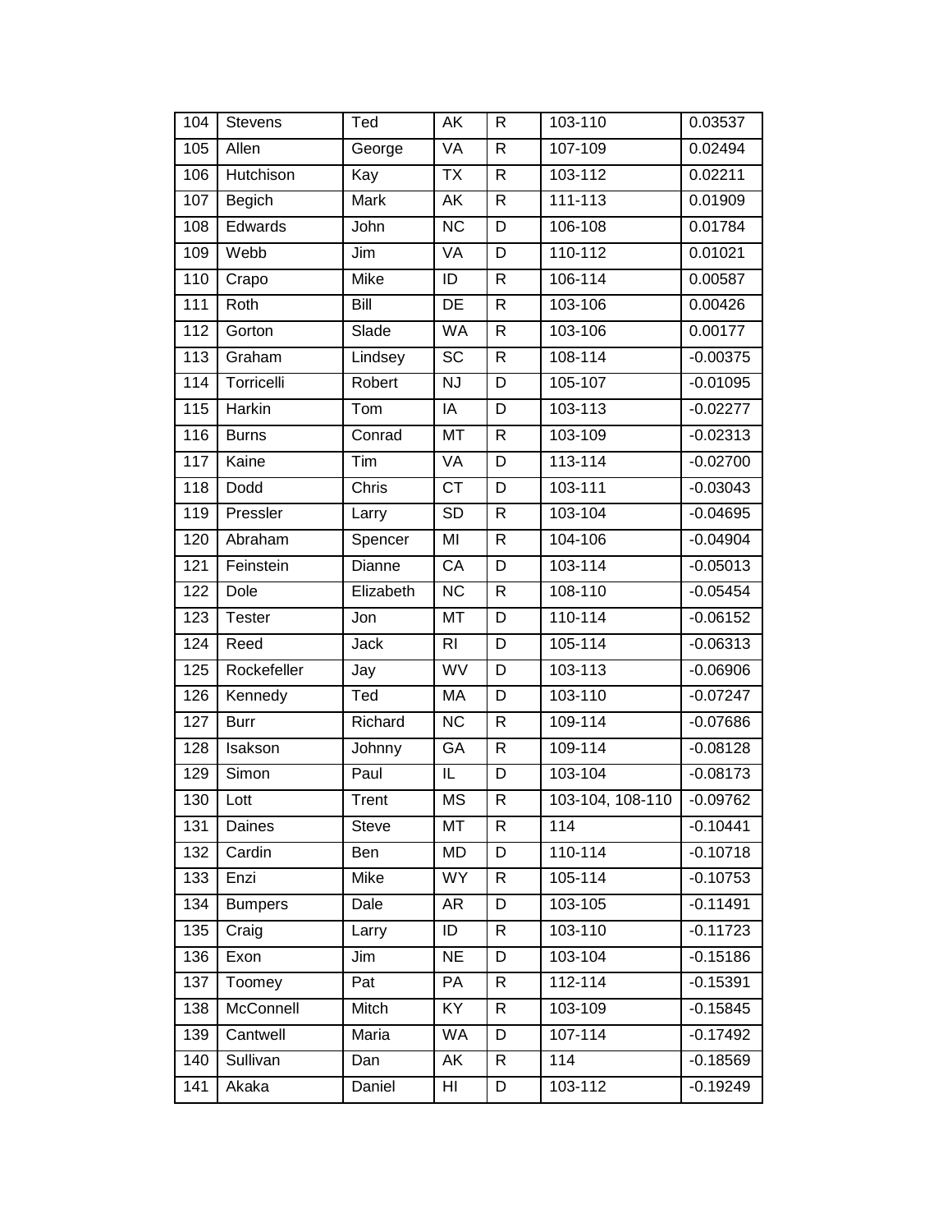| 104 | Stevens | Ted | AK | R | 103-110 | 0.03537 |
|---|---|---|---|---|---|---|
| 105 | Allen | George | VA | R | 107-109 | 0.02494 |
| 106 | Hutchison | Kay | TX | R | 103-112 | 0.02211 |
| 107 | Begich | Mark | AK | R | 111-113 | 0.01909 |
| 108 | Edwards | John | NC | D | 106-108 | 0.01784 |
| 109 | Webb | Jim | VA | D | 110-112 | 0.01021 |
| 110 | Crapo | Mike | ID | R | 106-114 | 0.00587 |
| 111 | Roth | Bill | DE | R | 103-106 | 0.00426 |
| 112 | Gorton | Slade | WA | R | 103-106 | 0.00177 |
| 113 | Graham | Lindsey | SC | R | 108-114 | -0.00375 |
| 114 | Torricelli | Robert | NJ | D | 105-107 | -0.01095 |
| 115 | Harkin | Tom | IA | D | 103-113 | -0.02277 |
| 116 | Burns | Conrad | MT | R | 103-109 | -0.02313 |
| 117 | Kaine | Tim | VA | D | 113-114 | -0.02700 |
| 118 | Dodd | Chris | CT | D | 103-111 | -0.03043 |
| 119 | Pressler | Larry | SD | R | 103-104 | -0.04695 |
| 120 | Abraham | Spencer | MI | R | 104-106 | -0.04904 |
| 121 | Feinstein | Dianne | CA | D | 103-114 | -0.05013 |
| 122 | Dole | Elizabeth | NC | R | 108-110 | -0.05454 |
| 123 | Tester | Jon | MT | D | 110-114 | -0.06152 |
| 124 | Reed | Jack | RI | D | 105-114 | -0.06313 |
| 125 | Rockefeller | Jay | WV | D | 103-113 | -0.06906 |
| 126 | Kennedy | Ted | MA | D | 103-110 | -0.07247 |
| 127 | Burr | Richard | NC | R | 109-114 | -0.07686 |
| 128 | Isakson | Johnny | GA | R | 109-114 | -0.08128 |
| 129 | Simon | Paul | IL | D | 103-104 | -0.08173 |
| 130 | Lott | Trent | MS | R | 103-104, 108-110 | -0.09762 |
| 131 | Daines | Steve | MT | R | 114 | -0.10441 |
| 132 | Cardin | Ben | MD | D | 110-114 | -0.10718 |
| 133 | Enzi | Mike | WY | R | 105-114 | -0.10753 |
| 134 | Bumpers | Dale | AR | D | 103-105 | -0.11491 |
| 135 | Craig | Larry | ID | R | 103-110 | -0.11723 |
| 136 | Exon | Jim | NE | D | 103-104 | -0.15186 |
| 137 | Toomey | Pat | PA | R | 112-114 | -0.15391 |
| 138 | McConnell | Mitch | KY | R | 103-109 | -0.15845 |
| 139 | Cantwell | Maria | WA | D | 107-114 | -0.17492 |
| 140 | Sullivan | Dan | AK | R | 114 | -0.18569 |
| 141 | Akaka | Daniel | HI | D | 103-112 | -0.19249 |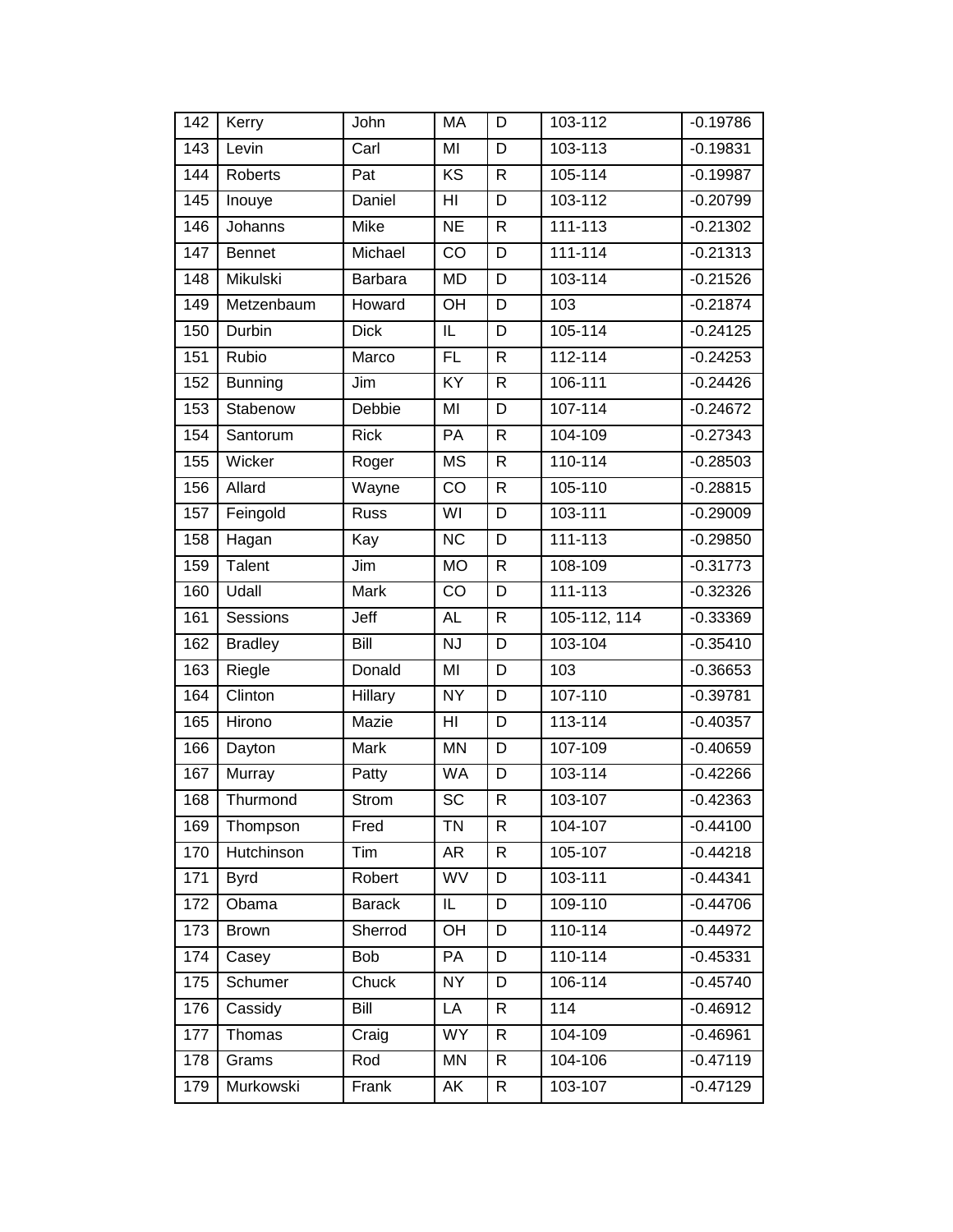| 142 | Kerry | John | MA | D | 103-112 | -0.19786 |
|---|---|---|---|---|---|---|
| 143 | Levin | Carl | MI | D | 103-113 | -0.19831 |
| 144 | Roberts | Pat | KS | R | 105-114 | -0.19987 |
| 145 | Inouye | Daniel | HI | D | 103-112 | -0.20799 |
| 146 | Johanns | Mike | NE | R | 111-113 | -0.21302 |
| 147 | Bennet | Michael | CO | D | 111-114 | -0.21313 |
| 148 | Mikulski | Barbara | MD | D | 103-114 | -0.21526 |
| 149 | Metzenbaum | Howard | OH | D | 103 | -0.21874 |
| 150 | Durbin | Dick | IL | D | 105-114 | -0.24125 |
| 151 | Rubio | Marco | FL | R | 112-114 | -0.24253 |
| 152 | Bunning | Jim | KY | R | 106-111 | -0.24426 |
| 153 | Stabenow | Debbie | MI | D | 107-114 | -0.24672 |
| 154 | Santorum | Rick | PA | R | 104-109 | -0.27343 |
| 155 | Wicker | Roger | MS | R | 110-114 | -0.28503 |
| 156 | Allard | Wayne | CO | R | 105-110 | -0.28815 |
| 157 | Feingold | Russ | WI | D | 103-111 | -0.29009 |
| 158 | Hagan | Kay | NC | D | 111-113 | -0.29850 |
| 159 | Talent | Jim | MO | R | 108-109 | -0.31773 |
| 160 | Udall | Mark | CO | D | 111-113 | -0.32326 |
| 161 | Sessions | Jeff | AL | R | 105-112, 114 | -0.33369 |
| 162 | Bradley | Bill | NJ | D | 103-104 | -0.35410 |
| 163 | Riegle | Donald | MI | D | 103 | -0.36653 |
| 164 | Clinton | Hillary | NY | D | 107-110 | -0.39781 |
| 165 | Hirono | Mazie | HI | D | 113-114 | -0.40357 |
| 166 | Dayton | Mark | MN | D | 107-109 | -0.40659 |
| 167 | Murray | Patty | WA | D | 103-114 | -0.42266 |
| 168 | Thurmond | Strom | SC | R | 103-107 | -0.42363 |
| 169 | Thompson | Fred | TN | R | 104-107 | -0.44100 |
| 170 | Hutchinson | Tim | AR | R | 105-107 | -0.44218 |
| 171 | Byrd | Robert | WV | D | 103-111 | -0.44341 |
| 172 | Obama | Barack | IL | D | 109-110 | -0.44706 |
| 173 | Brown | Sherrod | OH | D | 110-114 | -0.44972 |
| 174 | Casey | Bob | PA | D | 110-114 | -0.45331 |
| 175 | Schumer | Chuck | NY | D | 106-114 | -0.45740 |
| 176 | Cassidy | Bill | LA | R | 114 | -0.46912 |
| 177 | Thomas | Craig | WY | R | 104-109 | -0.46961 |
| 178 | Grams | Rod | MN | R | 104-106 | -0.47119 |
| 179 | Murkowski | Frank | AK | R | 103-107 | -0.47129 |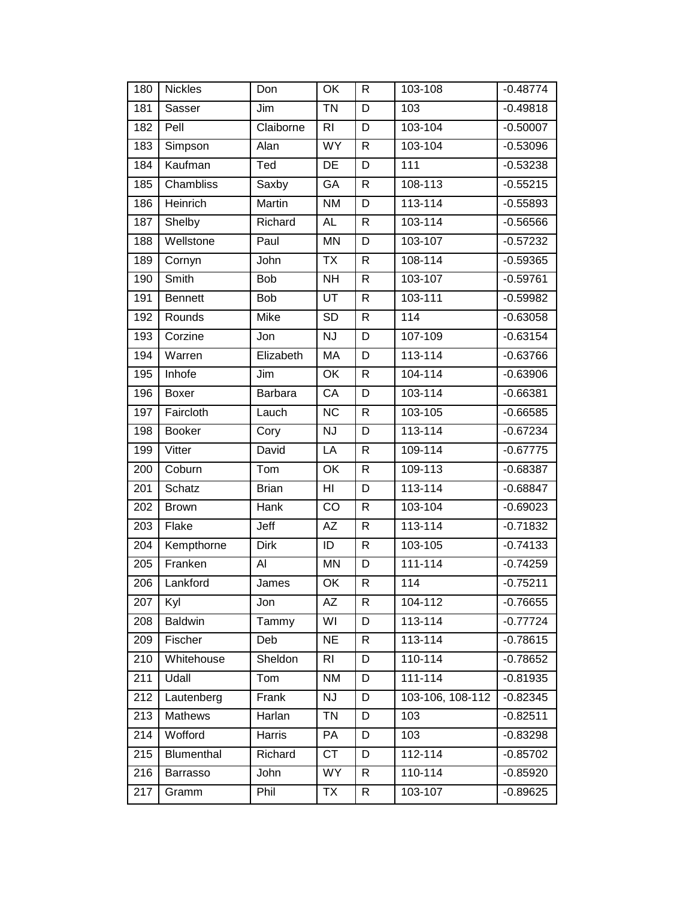| 180 | Nickles | Don | OK | R | 103-108 | -0.48774 |
|---|---|---|---|---|---|---|
| 181 | Sasser | Jim | TN | D | 103 | -0.49818 |
| 182 | Pell | Claiborne | RI | D | 103-104 | -0.50007 |
| 183 | Simpson | Alan | WY | R | 103-104 | -0.53096 |
| 184 | Kaufman | Ted | DE | D | 111 | -0.53238 |
| 185 | Chambliss | Saxby | GA | R | 108-113 | -0.55215 |
| 186 | Heinrich | Martin | NM | D | 113-114 | -0.55893 |
| 187 | Shelby | Richard | AL | R | 103-114 | -0.56566 |
| 188 | Wellstone | Paul | MN | D | 103-107 | -0.57232 |
| 189 | Cornyn | John | TX | R | 108-114 | -0.59365 |
| 190 | Smith | Bob | NH | R | 103-107 | -0.59761 |
| 191 | Bennett | Bob | UT | R | 103-111 | -0.59982 |
| 192 | Rounds | Mike | SD | R | 114 | -0.63058 |
| 193 | Corzine | Jon | NJ | D | 107-109 | -0.63154 |
| 194 | Warren | Elizabeth | MA | D | 113-114 | -0.63766 |
| 195 | Inhofe | Jim | OK | R | 104-114 | -0.63906 |
| 196 | Boxer | Barbara | CA | D | 103-114 | -0.66381 |
| 197 | Faircloth | Lauch | NC | R | 103-105 | -0.66585 |
| 198 | Booker | Cory | NJ | D | 113-114 | -0.67234 |
| 199 | Vitter | David | LA | R | 109-114 | -0.67775 |
| 200 | Coburn | Tom | OK | R | 109-113 | -0.68387 |
| 201 | Schatz | Brian | HI | D | 113-114 | -0.68847 |
| 202 | Brown | Hank | CO | R | 103-104 | -0.69023 |
| 203 | Flake | Jeff | AZ | R | 113-114 | -0.71832 |
| 204 | Kempthorne | Dirk | ID | R | 103-105 | -0.74133 |
| 205 | Franken | Al | MN | D | 111-114 | -0.74259 |
| 206 | Lankford | James | OK | R | 114 | -0.75211 |
| 207 | Kyl | Jon | AZ | R | 104-112 | -0.76655 |
| 208 | Baldwin | Tammy | WI | D | 113-114 | -0.77724 |
| 209 | Fischer | Deb | NE | R | 113-114 | -0.78615 |
| 210 | Whitehouse | Sheldon | RI | D | 110-114 | -0.78652 |
| 211 | Udall | Tom | NM | D | 111-114 | -0.81935 |
| 212 | Lautenberg | Frank | NJ | D | 103-106, 108-112 | -0.82345 |
| 213 | Mathews | Harlan | TN | D | 103 | -0.82511 |
| 214 | Wofford | Harris | PA | D | 103 | -0.83298 |
| 215 | Blumenthal | Richard | CT | D | 112-114 | -0.85702 |
| 216 | Barrasso | John | WY | R | 110-114 | -0.85920 |
| 217 | Gramm | Phil | TX | R | 103-107 | -0.89625 |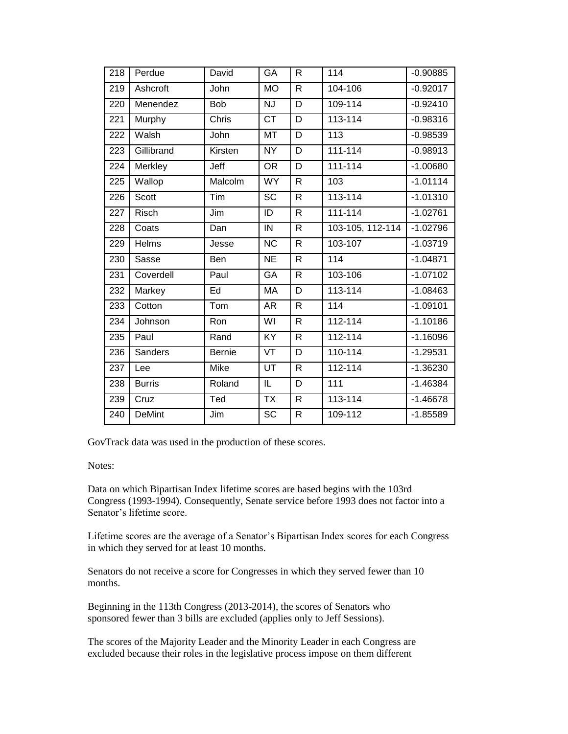| 218 | Perdue | David | GA | R | 114 | -0.90885 |
|---|---|---|---|---|---|---|
| 219 | Ashcroft | John | MO | R | 104-106 | -0.92017 |
| 220 | Menendez | Bob | NJ | D | 109-114 | -0.92410 |
| 221 | Murphy | Chris | CT | D | 113-114 | -0.98316 |
| 222 | Walsh | John | MT | D | 113 | -0.98539 |
| 223 | Gillibrand | Kirsten | NY | D | 111-114 | -0.98913 |
| 224 | Merkley | Jeff | OR | D | 111-114 | -1.00680 |
| 225 | Wallop | Malcolm | WY | R | 103 | -1.01114 |
| 226 | Scott | Tim | SC | R | 113-114 | -1.01310 |
| 227 | Risch | Jim | ID | R | 111-114 | -1.02761 |
| 228 | Coats | Dan | IN | R | 103-105, 112-114 | -1.02796 |
| 229 | Helms | Jesse | NC | R | 103-107 | -1.03719 |
| 230 | Sasse | Ben | NE | R | 114 | -1.04871 |
| 231 | Coverdell | Paul | GA | R | 103-106 | -1.07102 |
| 232 | Markey | Ed | MA | D | 113-114 | -1.08463 |
| 233 | Cotton | Tom | AR | R | 114 | -1.09101 |
| 234 | Johnson | Ron | WI | R | 112-114 | -1.10186 |
| 235 | Paul | Rand | KY | R | 112-114 | -1.16096 |
| 236 | Sanders | Bernie | VT | D | 110-114 | -1.29531 |
| 237 | Lee | Mike | UT | R | 112-114 | -1.36230 |
| 238 | Burris | Roland | IL | D | 111 | -1.46384 |
| 239 | Cruz | Ted | TX | R | 113-114 | -1.46678 |
| 240 | DeMint | Jim | SC | R | 109-112 | -1.85589 |

GovTrack data was used in the production of these scores.

Notes:

Data on which Bipartisan Index lifetime scores are based begins with the 103rd Congress (1993-1994). Consequently, Senate service before 1993 does not factor into a Senator's lifetime score.

Lifetime scores are the average of a Senator's Bipartisan Index scores for each Congress in which they served for at least 10 months.

Senators do not receive a score for Congresses in which they served fewer than 10 months.

Beginning in the 113th Congress (2013-2014), the scores of Senators who sponsored fewer than 3 bills are excluded (applies only to Jeff Sessions).

The scores of the Majority Leader and the Minority Leader in each Congress are excluded because their roles in the legislative process impose on them different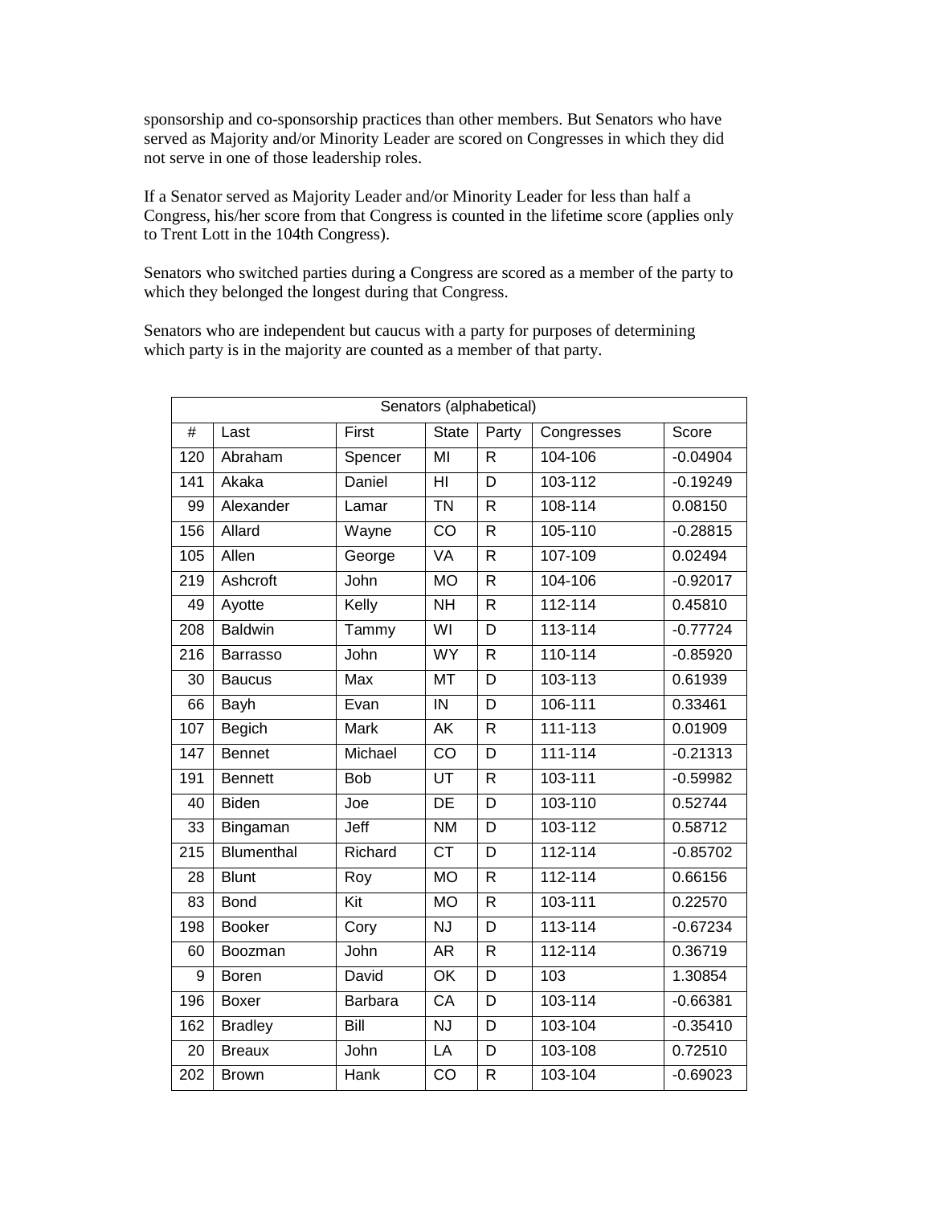sponsorship and co-sponsorship practices than other members. But Senators who have served as Majority and/or Minority Leader are scored on Congresses in which they did not serve in one of those leadership roles.

If a Senator served as Majority Leader and/or Minority Leader for less than half a Congress, his/her score from that Congress is counted in the lifetime score (applies only to Trent Lott in the 104th Congress).

Senators who switched parties during a Congress are scored as a member of the party to which they belonged the longest during that Congress.

Senators who are independent but caucus with a party for purposes of determining which party is in the majority are counted as a member of that party.

| Senators (alphabetical) | | | | | | |
|---|---|---|---|---|---|---|
| # | Last | First | State | Party | Congresses | Score |
| 120 | Abraham | Spencer | MI | R | 104-106 | -0.04904 |
| 141 | Akaka | Daniel | HI | D | 103-112 | -0.19249 |
| 99 | Alexander | Lamar | TN | R | 108-114 | 0.08150 |
| 156 | Allard | Wayne | CO | R | 105-110 | -0.28815 |
| 105 | Allen | George | VA | R | 107-109 | 0.02494 |
| 219 | Ashcroft | John | MO | R | 104-106 | -0.92017 |
| 49 | Ayotte | Kelly | NH | R | 112-114 | 0.45810 |
| 208 | Baldwin | Tammy | WI | D | 113-114 | -0.77724 |
| 216 | Barrasso | John | WY | R | 110-114 | -0.85920 |
| 30 | Baucus | Max | MT | D | 103-113 | 0.61939 |
| 66 | Bayh | Evan | IN | D | 106-111 | 0.33461 |
| 107 | Begich | Mark | AK | R | 111-113 | 0.01909 |
| 147 | Bennet | Michael | CO | D | 111-114 | -0.21313 |
| 191 | Bennett | Bob | UT | R | 103-111 | -0.59982 |
| 40 | Biden | Joe | DE | D | 103-110 | 0.52744 |
| 33 | Bingaman | Jeff | NM | D | 103-112 | 0.58712 |
| 215 | Blumenthal | Richard | CT | D | 112-114 | -0.85702 |
| 28 | Blunt | Roy | MO | R | 112-114 | 0.66156 |
| 83 | Bond | Kit | MO | R | 103-111 | 0.22570 |
| 198 | Booker | Cory | NJ | D | 113-114 | -0.67234 |
| 60 | Boozman | John | AR | R | 112-114 | 0.36719 |
| 9 | Boren | David | OK | D | 103 | 1.30854 |
| 196 | Boxer | Barbara | CA | D | 103-114 | -0.66381 |
| 162 | Bradley | Bill | NJ | D | 103-104 | -0.35410 |
| 20 | Breaux | John | LA | D | 103-108 | 0.72510 |
| 202 | Brown | Hank | CO | R | 103-104 | -0.69023 |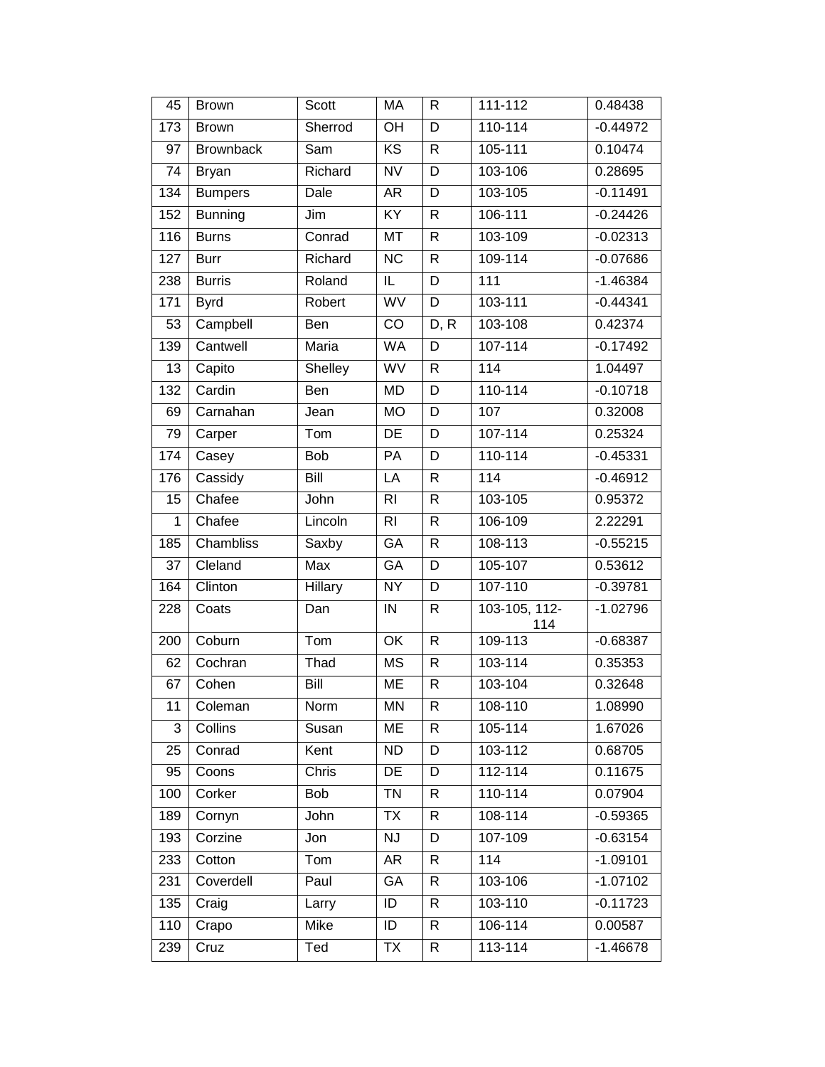| 45 | Brown | Scott | MA | R | 111-112 | 0.48438 |
|---|---|---|---|---|---|---|
| 173 | Brown | Sherrod | OH | D | 110-114 | -0.44972 |
| 97 | Brownback | Sam | KS | R | 105-111 | 0.10474 |
| 74 | Bryan | Richard | NV | D | 103-106 | 0.28695 |
| 134 | Bumpers | Dale | AR | D | 103-105 | -0.11491 |
| 152 | Bunning | Jim | KY | R | 106-111 | -0.24426 |
| 116 | Burns | Conrad | MT | R | 103-109 | -0.02313 |
| 127 | Burr | Richard | NC | R | 109-114 | -0.07686 |
| 238 | Burris | Roland | IL | D | 111 | -1.46384 |
| 171 | Byrd | Robert | WV | D | 103-111 | -0.44341 |
| 53 | Campbell | Ben | CO | D, R | 103-108 | 0.42374 |
| 139 | Cantwell | Maria | WA | D | 107-114 | -0.17492 |
| 13 | Capito | Shelley | WV | R | 114 | 1.04497 |
| 132 | Cardin | Ben | MD | D | 110-114 | -0.10718 |
| 69 | Carnahan | Jean | MO | D | 107 | 0.32008 |
| 79 | Carper | Tom | DE | D | 107-114 | 0.25324 |
| 174 | Casey | Bob | PA | D | 110-114 | -0.45331 |
| 176 | Cassidy | Bill | LA | R | 114 | -0.46912 |
| 15 | Chafee | John | RI | R | 103-105 | 0.95372 |
| 1 | Chafee | Lincoln | RI | R | 106-109 | 2.22291 |
| 185 | Chambliss | Saxby | GA | R | 108-113 | -0.55215 |
| 37 | Cleland | Max | GA | D | 105-107 | 0.53612 |
| 164 | Clinton | Hillary | NY | D | 107-110 | -0.39781 |
| 228 | Coats | Dan | IN | R | 103-105, 112-114 | -1.02796 |
| 200 | Coburn | Tom | OK | R | 109-113 | -0.68387 |
| 62 | Cochran | Thad | MS | R | 103-114 | 0.35353 |
| 67 | Cohen | Bill | ME | R | 103-104 | 0.32648 |
| 11 | Coleman | Norm | MN | R | 108-110 | 1.08990 |
| 3 | Collins | Susan | ME | R | 105-114 | 1.67026 |
| 25 | Conrad | Kent | ND | D | 103-112 | 0.68705 |
| 95 | Coons | Chris | DE | D | 112-114 | 0.11675 |
| 100 | Corker | Bob | TN | R | 110-114 | 0.07904 |
| 189 | Cornyn | John | TX | R | 108-114 | -0.59365 |
| 193 | Corzine | Jon | NJ | D | 107-109 | -0.63154 |
| 233 | Cotton | Tom | AR | R | 114 | -1.09101 |
| 231 | Coverdell | Paul | GA | R | 103-106 | -1.07102 |
| 135 | Craig | Larry | ID | R | 103-110 | -0.11723 |
| 110 | Crapo | Mike | ID | R | 106-114 | 0.00587 |
| 239 | Cruz | Ted | TX | R | 113-114 | -1.46678 |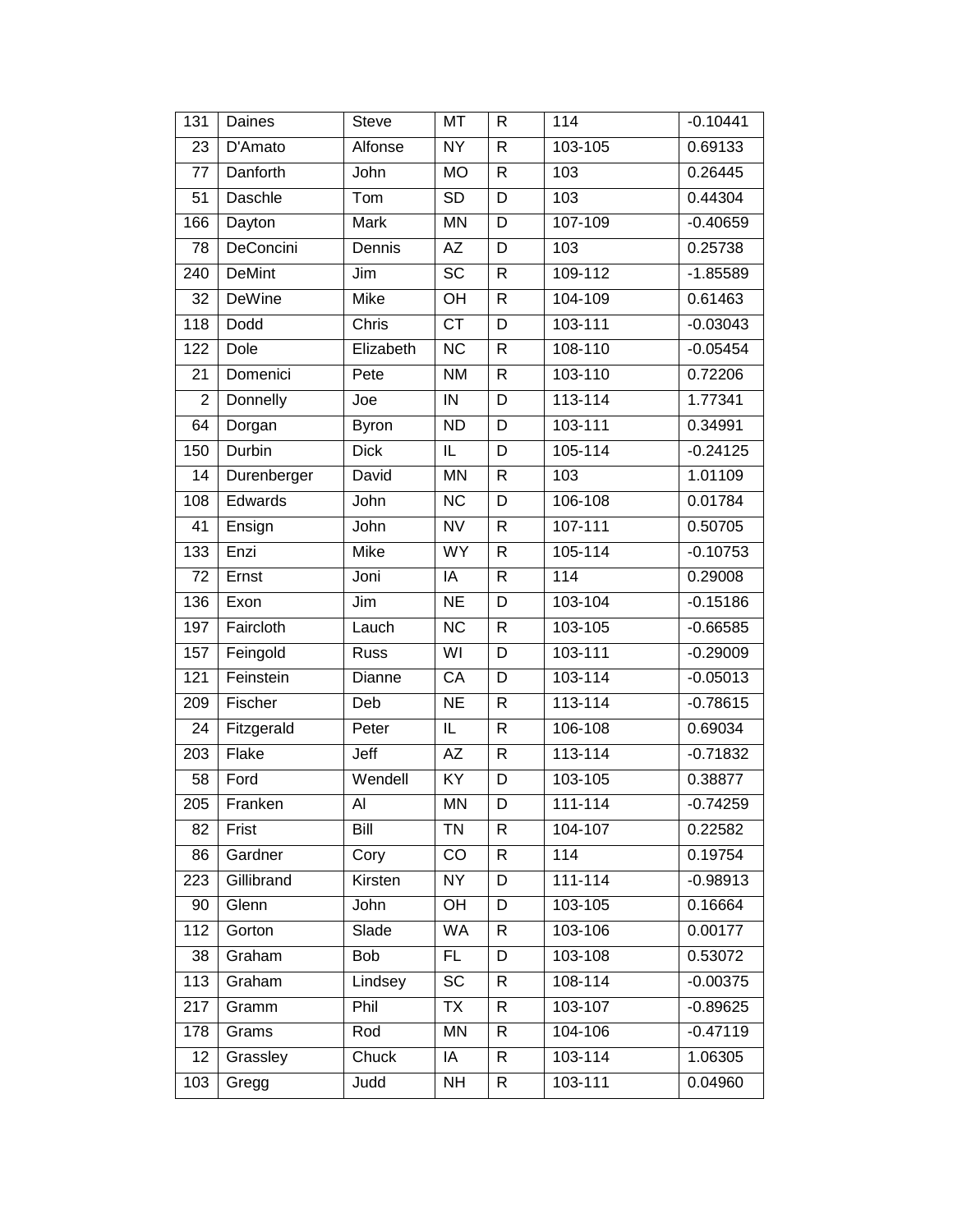| 131 | Daines | Steve | MT | R | 114 | -0.10441 |
|---|---|---|---|---|---|---|
| 23 | D'Amato | Alfonse | NY | R | 103-105 | 0.69133 |
| 77 | Danforth | John | MO | R | 103 | 0.26445 |
| 51 | Daschle | Tom | SD | D | 103 | 0.44304 |
| 166 | Dayton | Mark | MN | D | 107-109 | -0.40659 |
| 78 | DeConcini | Dennis | AZ | D | 103 | 0.25738 |
| 240 | DeMint | Jim | SC | R | 109-112 | -1.85589 |
| 32 | DeWine | Mike | OH | R | 104-109 | 0.61463 |
| 118 | Dodd | Chris | CT | D | 103-111 | -0.03043 |
| 122 | Dole | Elizabeth | NC | R | 108-110 | -0.05454 |
| 21 | Domenici | Pete | NM | R | 103-110 | 0.72206 |
| 2 | Donnelly | Joe | IN | D | 113-114 | 1.77341 |
| 64 | Dorgan | Byron | ND | D | 103-111 | 0.34991 |
| 150 | Durbin | Dick | IL | D | 105-114 | -0.24125 |
| 14 | Durenberger | David | MN | R | 103 | 1.01109 |
| 108 | Edwards | John | NC | D | 106-108 | 0.01784 |
| 41 | Ensign | John | NV | R | 107-111 | 0.50705 |
| 133 | Enzi | Mike | WY | R | 105-114 | -0.10753 |
| 72 | Ernst | Joni | IA | R | 114 | 0.29008 |
| 136 | Exon | Jim | NE | D | 103-104 | -0.15186 |
| 197 | Faircloth | Lauch | NC | R | 103-105 | -0.66585 |
| 157 | Feingold | Russ | WI | D | 103-111 | -0.29009 |
| 121 | Feinstein | Dianne | CA | D | 103-114 | -0.05013 |
| 209 | Fischer | Deb | NE | R | 113-114 | -0.78615 |
| 24 | Fitzgerald | Peter | IL | R | 106-108 | 0.69034 |
| 203 | Flake | Jeff | AZ | R | 113-114 | -0.71832 |
| 58 | Ford | Wendell | KY | D | 103-105 | 0.38877 |
| 205 | Franken | Al | MN | D | 111-114 | -0.74259 |
| 82 | Frist | Bill | TN | R | 104-107 | 0.22582 |
| 86 | Gardner | Cory | CO | R | 114 | 0.19754 |
| 223 | Gillibrand | Kirsten | NY | D | 111-114 | -0.98913 |
| 90 | Glenn | John | OH | D | 103-105 | 0.16664 |
| 112 | Gorton | Slade | WA | R | 103-106 | 0.00177 |
| 38 | Graham | Bob | FL | D | 103-108 | 0.53072 |
| 113 | Graham | Lindsey | SC | R | 108-114 | -0.00375 |
| 217 | Gramm | Phil | TX | R | 103-107 | -0.89625 |
| 178 | Grams | Rod | MN | R | 104-106 | -0.47119 |
| 12 | Grassley | Chuck | IA | R | 103-114 | 1.06305 |
| 103 | Gregg | Judd | NH | R | 103-111 | 0.04960 |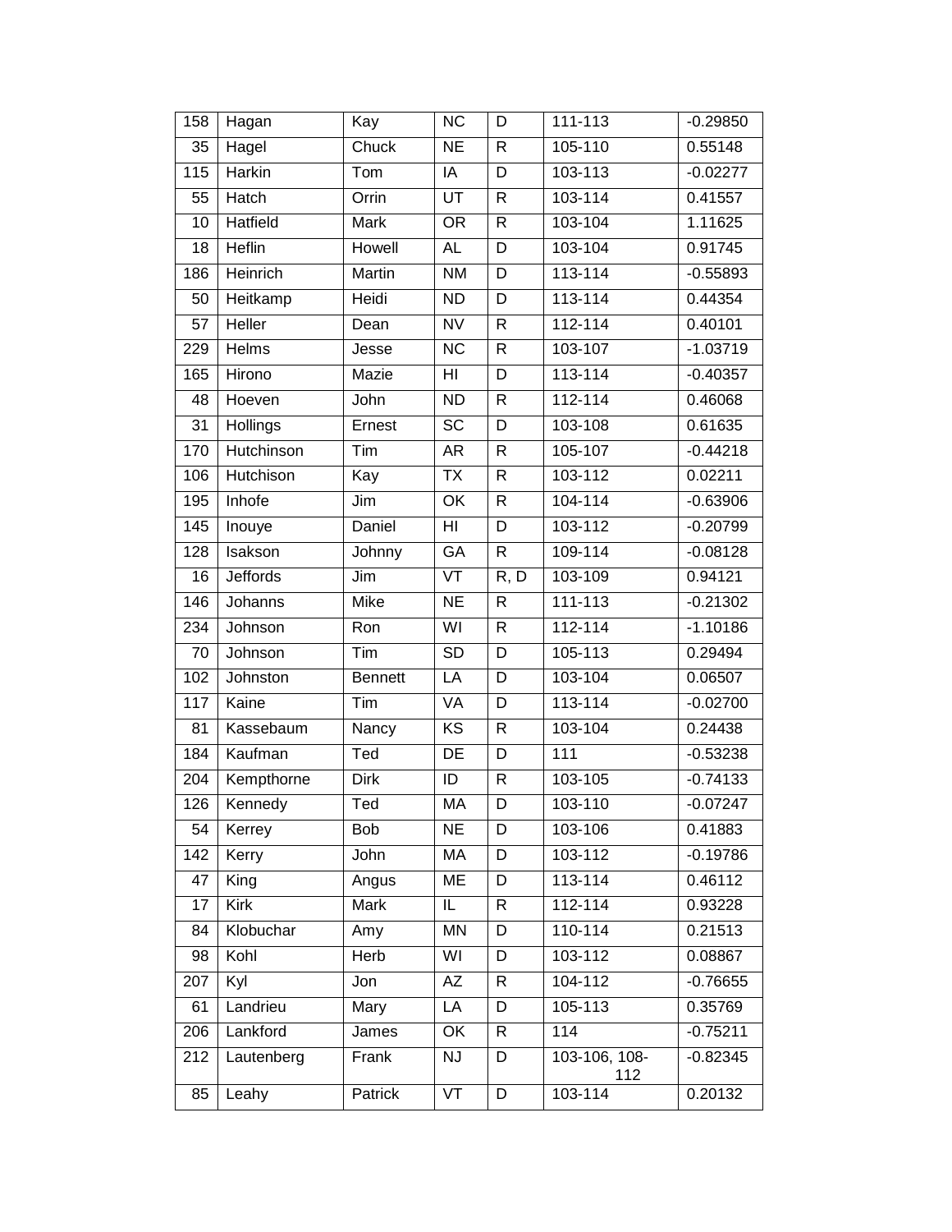| 158 | Hagan | Kay | NC | D | 111-113 | -0.29850 |
|---|---|---|---|---|---|---|
| 35 | Hagel | Chuck | NE | R | 105-110 | 0.55148 |
| 115 | Harkin | Tom | IA | D | 103-113 | -0.02277 |
| 55 | Hatch | Orrin | UT | R | 103-114 | 0.41557 |
| 10 | Hatfield | Mark | OR | R | 103-104 | 1.11625 |
| 18 | Heflin | Howell | AL | D | 103-104 | 0.91745 |
| 186 | Heinrich | Martin | NM | D | 113-114 | -0.55893 |
| 50 | Heitkamp | Heidi | ND | D | 113-114 | 0.44354 |
| 57 | Heller | Dean | NV | R | 112-114 | 0.40101 |
| 229 | Helms | Jesse | NC | R | 103-107 | -1.03719 |
| 165 | Hirono | Mazie | HI | D | 113-114 | -0.40357 |
| 48 | Hoeven | John | ND | R | 112-114 | 0.46068 |
| 31 | Hollings | Ernest | SC | D | 103-108 | 0.61635 |
| 170 | Hutchinson | Tim | AR | R | 105-107 | -0.44218 |
| 106 | Hutchison | Kay | TX | R | 103-112 | 0.02211 |
| 195 | Inhofe | Jim | OK | R | 104-114 | -0.63906 |
| 145 | Inouye | Daniel | HI | D | 103-112 | -0.20799 |
| 128 | Isakson | Johnny | GA | R | 109-114 | -0.08128 |
| 16 | Jeffords | Jim | VT | R, D | 103-109 | 0.94121 |
| 146 | Johanns | Mike | NE | R | 111-113 | -0.21302 |
| 234 | Johnson | Ron | WI | R | 112-114 | -1.10186 |
| 70 | Johnson | Tim | SD | D | 105-113 | 0.29494 |
| 102 | Johnston | Bennett | LA | D | 103-104 | 0.06507 |
| 117 | Kaine | Tim | VA | D | 113-114 | -0.02700 |
| 81 | Kassebaum | Nancy | KS | R | 103-104 | 0.24438 |
| 184 | Kaufman | Ted | DE | D | 111 | -0.53238 |
| 204 | Kempthorne | Dirk | ID | R | 103-105 | -0.74133 |
| 126 | Kennedy | Ted | MA | D | 103-110 | -0.07247 |
| 54 | Kerrey | Bob | NE | D | 103-106 | 0.41883 |
| 142 | Kerry | John | MA | D | 103-112 | -0.19786 |
| 47 | King | Angus | ME | D | 113-114 | 0.46112 |
| 17 | Kirk | Mark | IL | R | 112-114 | 0.93228 |
| 84 | Klobuchar | Amy | MN | D | 110-114 | 0.21513 |
| 98 | Kohl | Herb | WI | D | 103-112 | 0.08867 |
| 207 | Kyl | Jon | AZ | R | 104-112 | -0.76655 |
| 61 | Landrieu | Mary | LA | D | 105-113 | 0.35769 |
| 206 | Lankford | James | OK | R | 114 | -0.75211 |
| 212 | Lautenberg | Frank | NJ | D | 103-106, 108-112 | -0.82345 |
| 85 | Leahy | Patrick | VT | D | 103-114 | 0.20132 |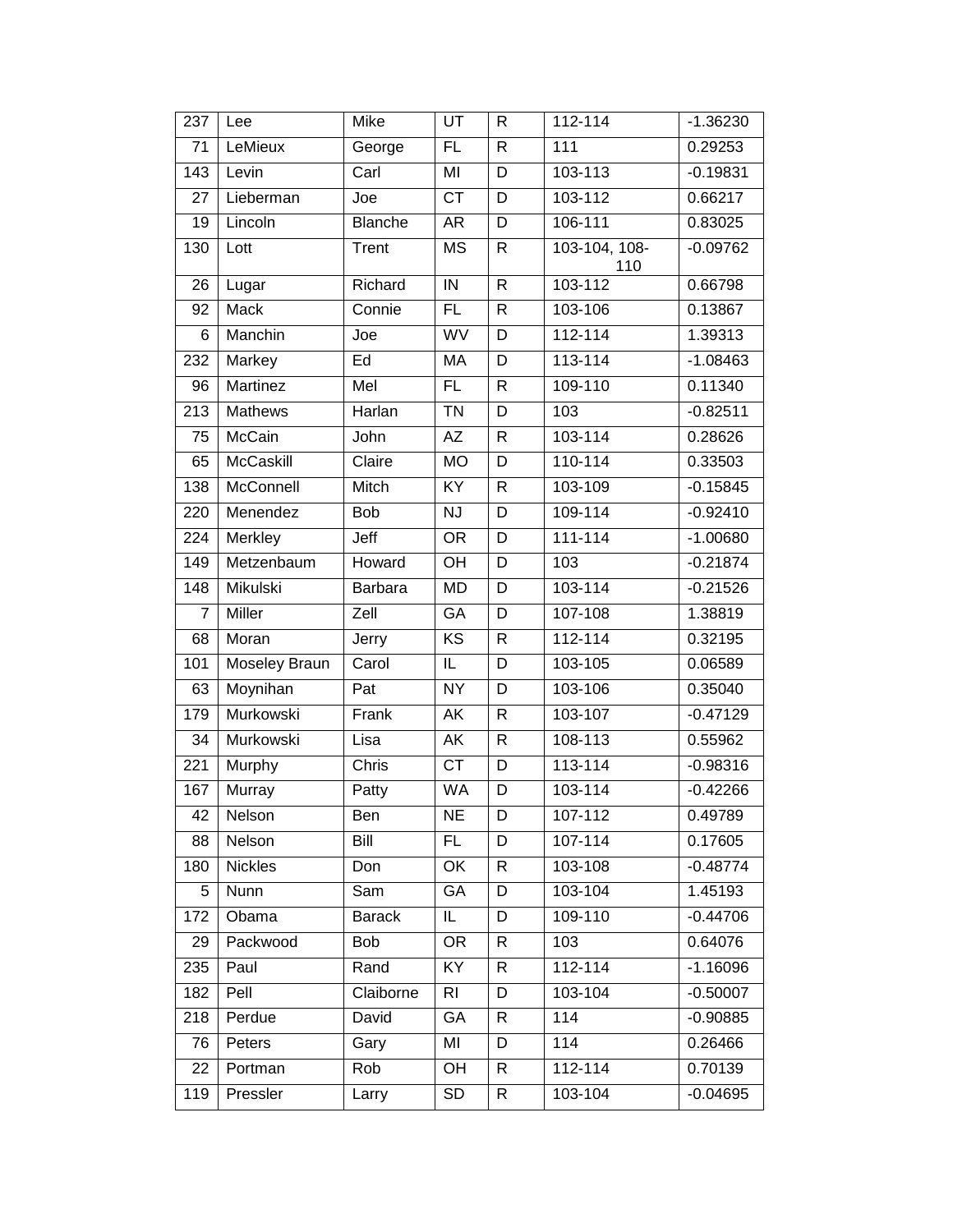| 237 | Lee | Mike | UT | R | 112-114 | -1.36230 |
|---|---|---|---|---|---|---|
| 71 | LeMieux | George | FL | R | 111 | 0.29253 |
| 143 | Levin | Carl | MI | D | 103-113 | -0.19831 |
| 27 | Lieberman | Joe | CT | D | 103-112 | 0.66217 |
| 19 | Lincoln | Blanche | AR | D | 106-111 | 0.83025 |
| 130 | Lott | Trent | MS | R | 103-104, 108-110 | -0.09762 |
| 26 | Lugar | Richard | IN | R | 103-112 | 0.66798 |
| 92 | Mack | Connie | FL | R | 103-106 | 0.13867 |
| 6 | Manchin | Joe | WV | D | 112-114 | 1.39313 |
| 232 | Markey | Ed | MA | D | 113-114 | -1.08463 |
| 96 | Martinez | Mel | FL | R | 109-110 | 0.11340 |
| 213 | Mathews | Harlan | TN | D | 103 | -0.82511 |
| 75 | McCain | John | AZ | R | 103-114 | 0.28626 |
| 65 | McCaskill | Claire | MO | D | 110-114 | 0.33503 |
| 138 | McConnell | Mitch | KY | R | 103-109 | -0.15845 |
| 220 | Menendez | Bob | NJ | D | 109-114 | -0.92410 |
| 224 | Merkley | Jeff | OR | D | 111-114 | -1.00680 |
| 149 | Metzenbaum | Howard | OH | D | 103 | -0.21874 |
| 148 | Mikulski | Barbara | MD | D | 103-114 | -0.21526 |
| 7 | Miller | Zell | GA | D | 107-108 | 1.38819 |
| 68 | Moran | Jerry | KS | R | 112-114 | 0.32195 |
| 101 | Moseley Braun | Carol | IL | D | 103-105 | 0.06589 |
| 63 | Moynihan | Pat | NY | D | 103-106 | 0.35040 |
| 179 | Murkowski | Frank | AK | R | 103-107 | -0.47129 |
| 34 | Murkowski | Lisa | AK | R | 108-113 | 0.55962 |
| 221 | Murphy | Chris | CT | D | 113-114 | -0.98316 |
| 167 | Murray | Patty | WA | D | 103-114 | -0.42266 |
| 42 | Nelson | Ben | NE | D | 107-112 | 0.49789 |
| 88 | Nelson | Bill | FL | D | 107-114 | 0.17605 |
| 180 | Nickles | Don | OK | R | 103-108 | -0.48774 |
| 5 | Nunn | Sam | GA | D | 103-104 | 1.45193 |
| 172 | Obama | Barack | IL | D | 109-110 | -0.44706 |
| 29 | Packwood | Bob | OR | R | 103 | 0.64076 |
| 235 | Paul | Rand | KY | R | 112-114 | -1.16096 |
| 182 | Pell | Claiborne | RI | D | 103-104 | -0.50007 |
| 218 | Perdue | David | GA | R | 114 | -0.90885 |
| 76 | Peters | Gary | MI | D | 114 | 0.26466 |
| 22 | Portman | Rob | OH | R | 112-114 | 0.70139 |
| 119 | Pressler | Larry | SD | R | 103-104 | -0.04695 |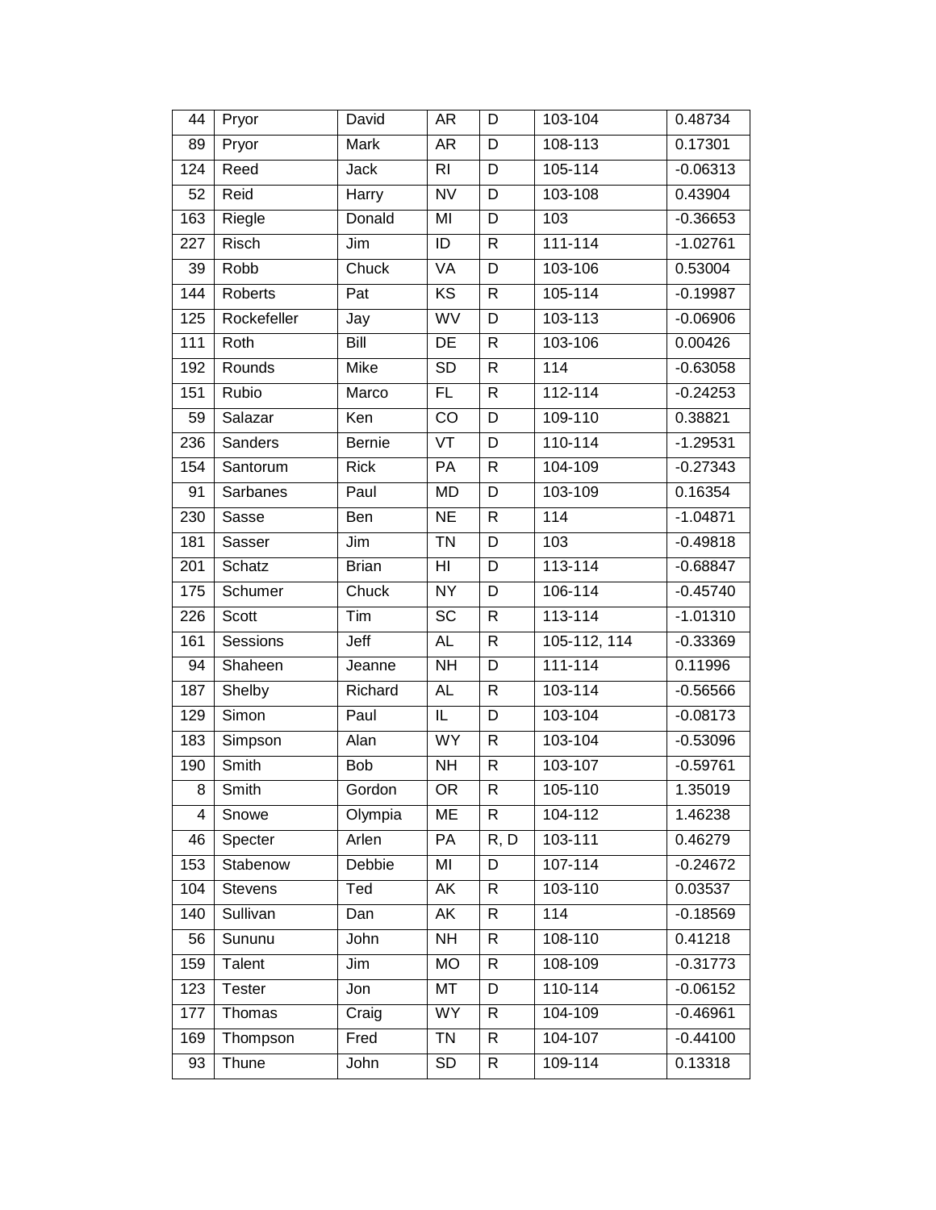| 44 | Pryor | David | AR | D | 103-104 | 0.48734 |
|---|---|---|---|---|---|---|
| 89 | Pryor | Mark | AR | D | 108-113 | 0.17301 |
| 124 | Reed | Jack | RI | D | 105-114 | -0.06313 |
| 52 | Reid | Harry | NV | D | 103-108 | 0.43904 |
| 163 | Riegle | Donald | MI | D | 103 | -0.36653 |
| 227 | Risch | Jim | ID | R | 111-114 | -1.02761 |
| 39 | Robb | Chuck | VA | D | 103-106 | 0.53004 |
| 144 | Roberts | Pat | KS | R | 105-114 | -0.19987 |
| 125 | Rockefeller | Jay | WV | D | 103-113 | -0.06906 |
| 111 | Roth | Bill | DE | R | 103-106 | 0.00426 |
| 192 | Rounds | Mike | SD | R | 114 | -0.63058 |
| 151 | Rubio | Marco | FL | R | 112-114 | -0.24253 |
| 59 | Salazar | Ken | CO | D | 109-110 | 0.38821 |
| 236 | Sanders | Bernie | VT | D | 110-114 | -1.29531 |
| 154 | Santorum | Rick | PA | R | 104-109 | -0.27343 |
| 91 | Sarbanes | Paul | MD | D | 103-109 | 0.16354 |
| 230 | Sasse | Ben | NE | R | 114 | -1.04871 |
| 181 | Sasser | Jim | TN | D | 103 | -0.49818 |
| 201 | Schatz | Brian | HI | D | 113-114 | -0.68847 |
| 175 | Schumer | Chuck | NY | D | 106-114 | -0.45740 |
| 226 | Scott | Tim | SC | R | 113-114 | -1.01310 |
| 161 | Sessions | Jeff | AL | R | 105-112, 114 | -0.33369 |
| 94 | Shaheen | Jeanne | NH | D | 111-114 | 0.11996 |
| 187 | Shelby | Richard | AL | R | 103-114 | -0.56566 |
| 129 | Simon | Paul | IL | D | 103-104 | -0.08173 |
| 183 | Simpson | Alan | WY | R | 103-104 | -0.53096 |
| 190 | Smith | Bob | NH | R | 103-107 | -0.59761 |
| 8 | Smith | Gordon | OR | R | 105-110 | 1.35019 |
| 4 | Snowe | Olympia | ME | R | 104-112 | 1.46238 |
| 46 | Specter | Arlen | PA | R, D | 103-111 | 0.46279 |
| 153 | Stabenow | Debbie | MI | D | 107-114 | -0.24672 |
| 104 | Stevens | Ted | AK | R | 103-110 | 0.03537 |
| 140 | Sullivan | Dan | AK | R | 114 | -0.18569 |
| 56 | Sununu | John | NH | R | 108-110 | 0.41218 |
| 159 | Talent | Jim | MO | R | 108-109 | -0.31773 |
| 123 | Tester | Jon | MT | D | 110-114 | -0.06152 |
| 177 | Thomas | Craig | WY | R | 104-109 | -0.46961 |
| 169 | Thompson | Fred | TN | R | 104-107 | -0.44100 |
| 93 | Thune | John | SD | R | 109-114 | 0.13318 |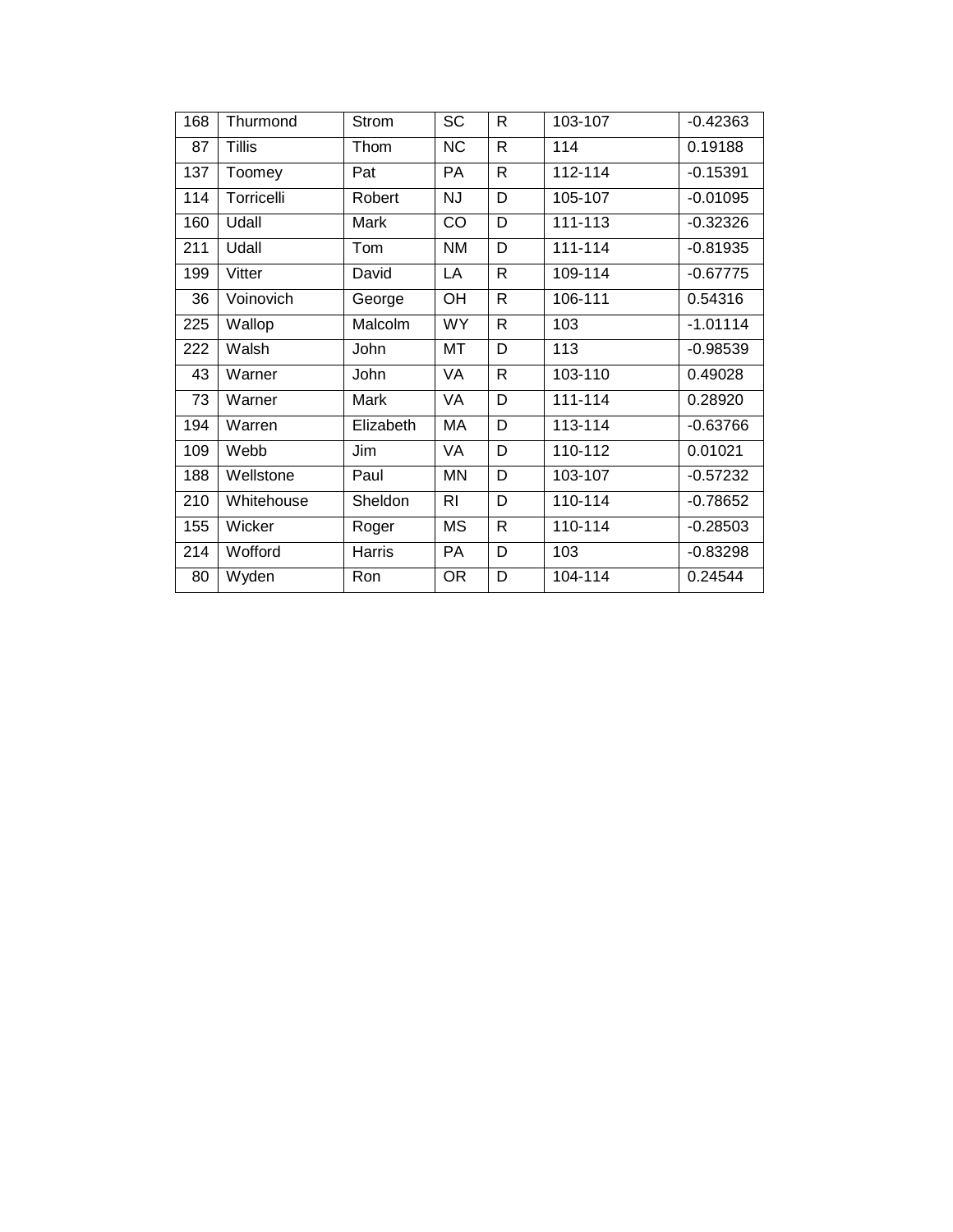| | | | | | | |
|---|---|---|---|---|---|---|
| 168 | Thurmond | Strom | SC | R | 103-107 | -0.42363 |
| 87 | Tillis | Thom | NC | R | 114 | 0.19188 |
| 137 | Toomey | Pat | PA | R | 112-114 | -0.15391 |
| 114 | Torricelli | Robert | NJ | D | 105-107 | -0.01095 |
| 160 | Udall | Mark | CO | D | 111-113 | -0.32326 |
| 211 | Udall | Tom | NM | D | 111-114 | -0.81935 |
| 199 | Vitter | David | LA | R | 109-114 | -0.67775 |
| 36 | Voinovich | George | OH | R | 106-111 | 0.54316 |
| 225 | Wallop | Malcolm | WY | R | 103 | -1.01114 |
| 222 | Walsh | John | MT | D | 113 | -0.98539 |
| 43 | Warner | John | VA | R | 103-110 | 0.49028 |
| 73 | Warner | Mark | VA | D | 111-114 | 0.28920 |
| 194 | Warren | Elizabeth | MA | D | 113-114 | -0.63766 |
| 109 | Webb | Jim | VA | D | 110-112 | 0.01021 |
| 188 | Wellstone | Paul | MN | D | 103-107 | -0.57232 |
| 210 | Whitehouse | Sheldon | RI | D | 110-114 | -0.78652 |
| 155 | Wicker | Roger | MS | R | 110-114 | -0.28503 |
| 214 | Wofford | Harris | PA | D | 103 | -0.83298 |
| 80 | Wyden | Ron | OR | D | 104-114 | 0.24544 |